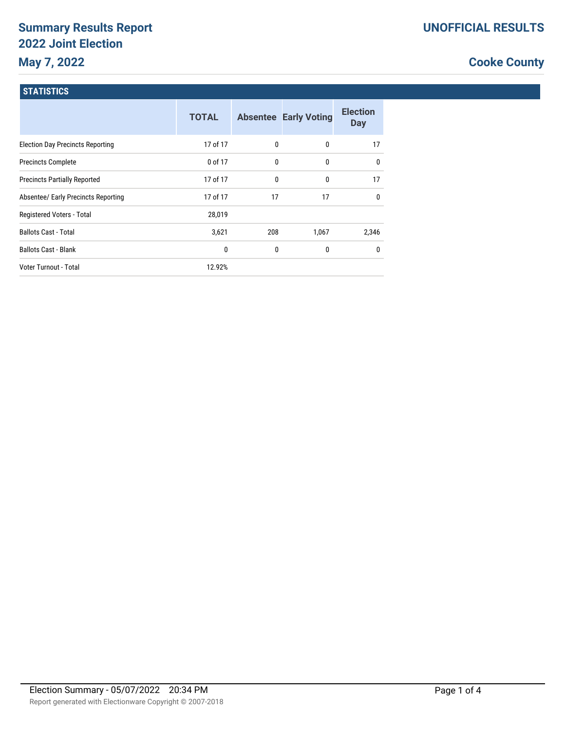# Summary Results Report
## 2022 Joint Election
## May 7, 2022

**UNOFFICIAL RESULTS**

**Cooke County**

### STATISTICS

| | TOTAL | Absentee | Early Voting | Election Day |
|---|---|---|---|---|
| Election Day Precincts Reporting | 17 of 17 | 0 | 0 | 17 |
| Precincts Complete | 0 of 17 | 0 | 0 | 0 |
| Precincts Partially Reported | 17 of 17 | 0 | 0 | 17 |
| Absentee/ Early Precincts Reporting | 17 of 17 | 17 | 17 | 0 |
| Registered Voters - Total | 28,019 | | | |
| Ballots Cast - Total | 3,621 | 208 | 1,067 | 2,346 |
| Ballots Cast - Blank | 0 | 0 | 0 | 0 |
| Voter Turnout - Total | 12.92% | | | |

Election Summary - 05/07/2022 20:34 PM

Report generated with Electionware Copyright © 2007-2018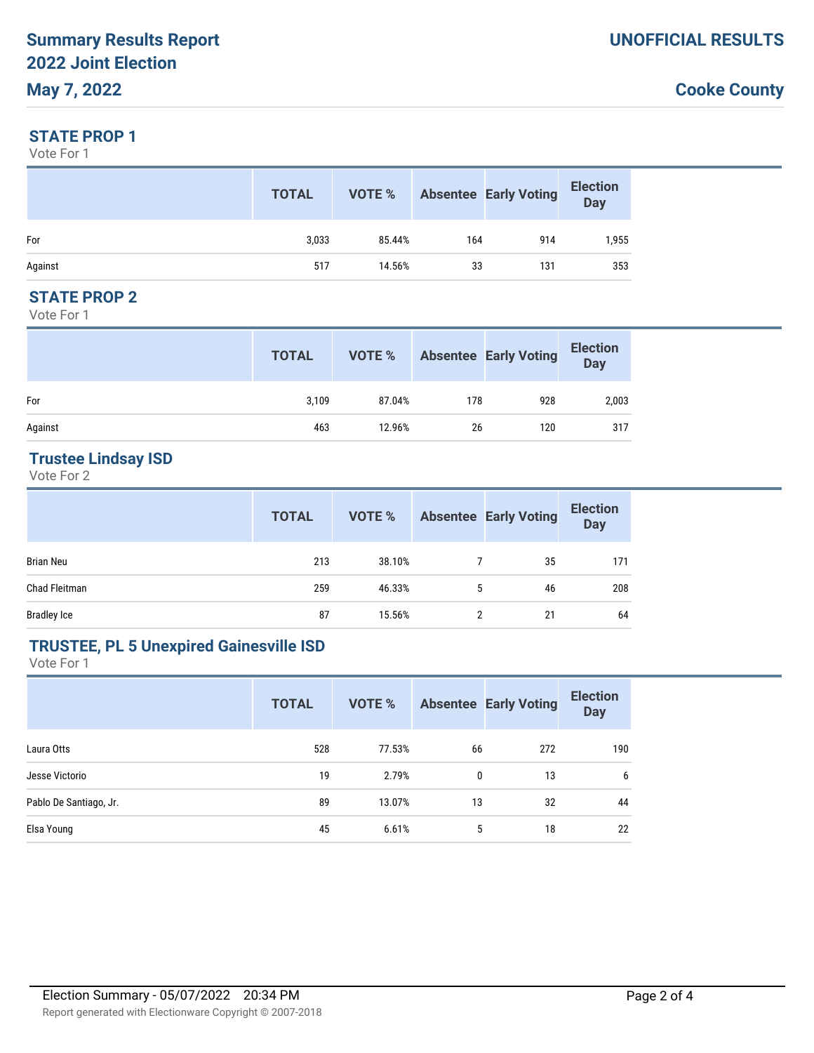# Summary Results Report
## 2022 Joint Election
## May 7, 2022

**UNOFFICIAL RESULTS**

**Cooke County**

### STATE PROP 1

Vote For 1

| | TOTAL | VOTE % | Absentee | Early Voting | Election Day |
|---|---|---|---|---|---|
| For | 3,033 | 85.44% | 164 | 914 | 1,955 |
| Against | 517 | 14.56% | 33 | 131 | 353 |

### STATE PROP 2

Vote For 1

| | TOTAL | VOTE % | Absentee | Early Voting | Election Day |
|---|---|---|---|---|---|
| For | 3,109 | 87.04% | 178 | 928 | 2,003 |
| Against | 463 | 12.96% | 26 | 120 | 317 |

### Trustee Lindsay ISD

Vote For 2

| | TOTAL | VOTE % | Absentee | Early Voting | Election Day |
|---|---|---|---|---|---|
| Brian Neu | 213 | 38.10% | 7 | 35 | 171 |
| Chad Fleitman | 259 | 46.33% | 5 | 46 | 208 |
| Bradley Ice | 87 | 15.56% | 2 | 21 | 64 |

### TRUSTEE, PL 5 Unexpired Gainesville ISD

Vote For 1

| | TOTAL | VOTE % | Absentee | Early Voting | Election Day |
|---|---|---|---|---|---|
| Laura Otts | 528 | 77.53% | 66 | 272 | 190 |
| Jesse Victorio | 19 | 2.79% | 0 | 13 | 6 |
| Pablo De Santiago, Jr. | 89 | 13.07% | 13 | 32 | 44 |
| Elsa Young | 45 | 6.61% | 5 | 18 | 22 |

Election Summary - 05/07/2022 20:34 PM

Report generated with Electionware Copyright © 2007-2018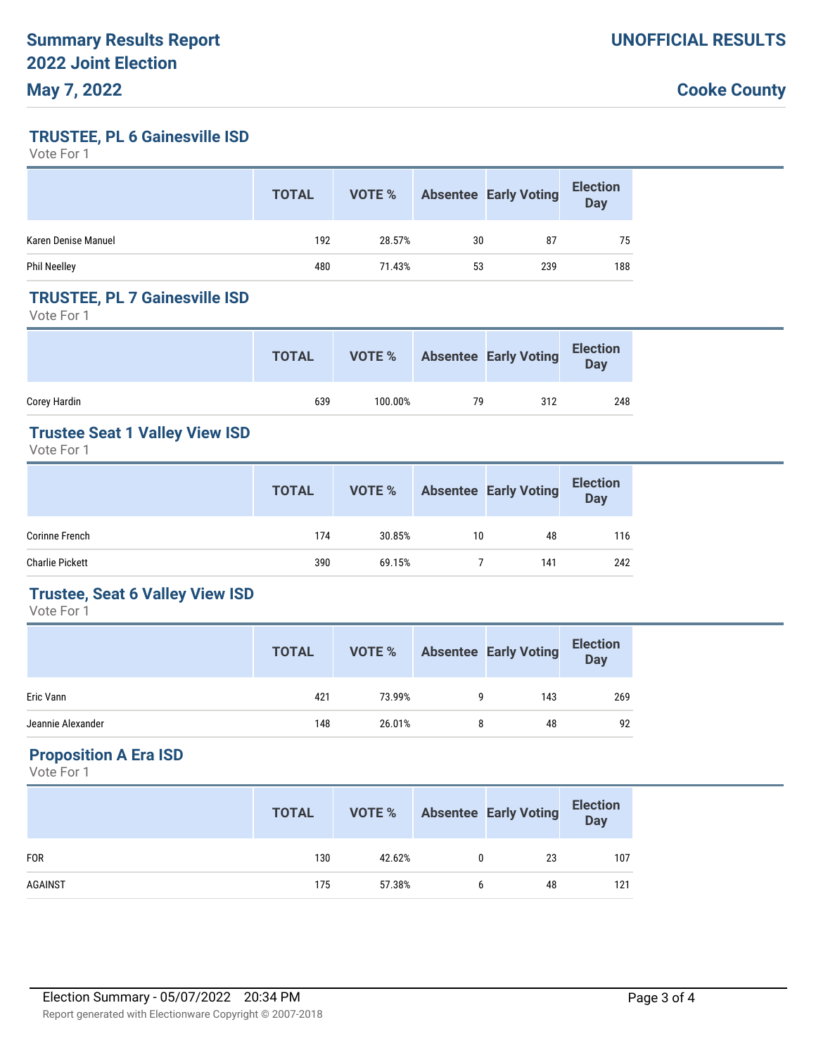**Summary Results Report**
**2022 Joint Election**
**May 7, 2022**

**UNOFFICIAL RESULTS**

**Cooke County**

## TRUSTEE, PL 6 Gainesville ISD

Vote For 1

| | TOTAL | VOTE % | Absentee | Early Voting | Election Day |
|---|---|---|---|---|---|
| Karen Denise Manuel | 192 | 28.57% | 30 | 87 | 75 |
| Phil Neelley | 480 | 71.43% | 53 | 239 | 188 |

## TRUSTEE, PL 7 Gainesville ISD

Vote For 1

| | TOTAL | VOTE % | Absentee | Early Voting | Election Day |
|---|---|---|---|---|---|
| Corey Hardin | 639 | 100.00% | 79 | 312 | 248 |

## Trustee Seat 1 Valley View ISD

Vote For 1

| | TOTAL | VOTE % | Absentee | Early Voting | Election Day |
|---|---|---|---|---|---|
| Corinne French | 174 | 30.85% | 10 | 48 | 116 |
| Charlie Pickett | 390 | 69.15% | 7 | 141 | 242 |

## Trustee, Seat 6 Valley View ISD

Vote For 1

| | TOTAL | VOTE % | Absentee | Early Voting | Election Day |
|---|---|---|---|---|---|
| Eric Vann | 421 | 73.99% | 9 | 143 | 269 |
| Jeannie Alexander | 148 | 26.01% | 8 | 48 | 92 |

## Proposition A Era ISD

Vote For 1

| | TOTAL | VOTE % | Absentee | Early Voting | Election Day |
|---|---|---|---|---|---|
| FOR | 130 | 42.62% | 0 | 23 | 107 |
| AGAINST | 175 | 57.38% | 6 | 48 | 121 |

Election Summary - 05/07/2022 20:34 PM

Report generated with Electionware Copyright © 2007-2018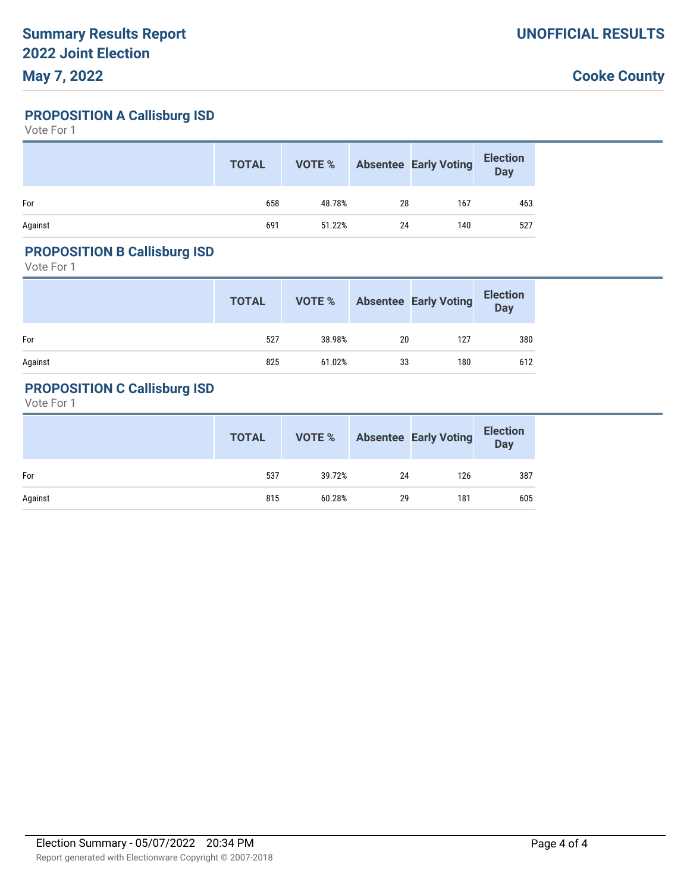# Summary Results Report
## 2022 Joint Election
## May 7, 2022

**UNOFFICIAL RESULTS**

**Cooke County**

### PROPOSITION A Callisburg ISD

Vote For 1

| | TOTAL | VOTE % | Absentee | Early Voting | Election Day |
|---|---|---|---|---|---|
| For | 658 | 48.78% | 28 | 167 | 463 |
| Against | 691 | 51.22% | 24 | 140 | 527 |

### PROPOSITION B Callisburg ISD

Vote For 1

| | TOTAL | VOTE % | Absentee | Early Voting | Election Day |
|---|---|---|---|---|---|
| For | 527 | 38.98% | 20 | 127 | 380 |
| Against | 825 | 61.02% | 33 | 180 | 612 |

### PROPOSITION C Callisburg ISD

Vote For 1

| | TOTAL | VOTE % | Absentee | Early Voting | Election Day |
|---|---|---|---|---|---|
| For | 537 | 39.72% | 24 | 126 | 387 |
| Against | 815 | 60.28% | 29 | 181 | 605 |

Election Summary - 05/07/2022 20:34 PM

Report generated with Electionware Copyright © 2007-2018